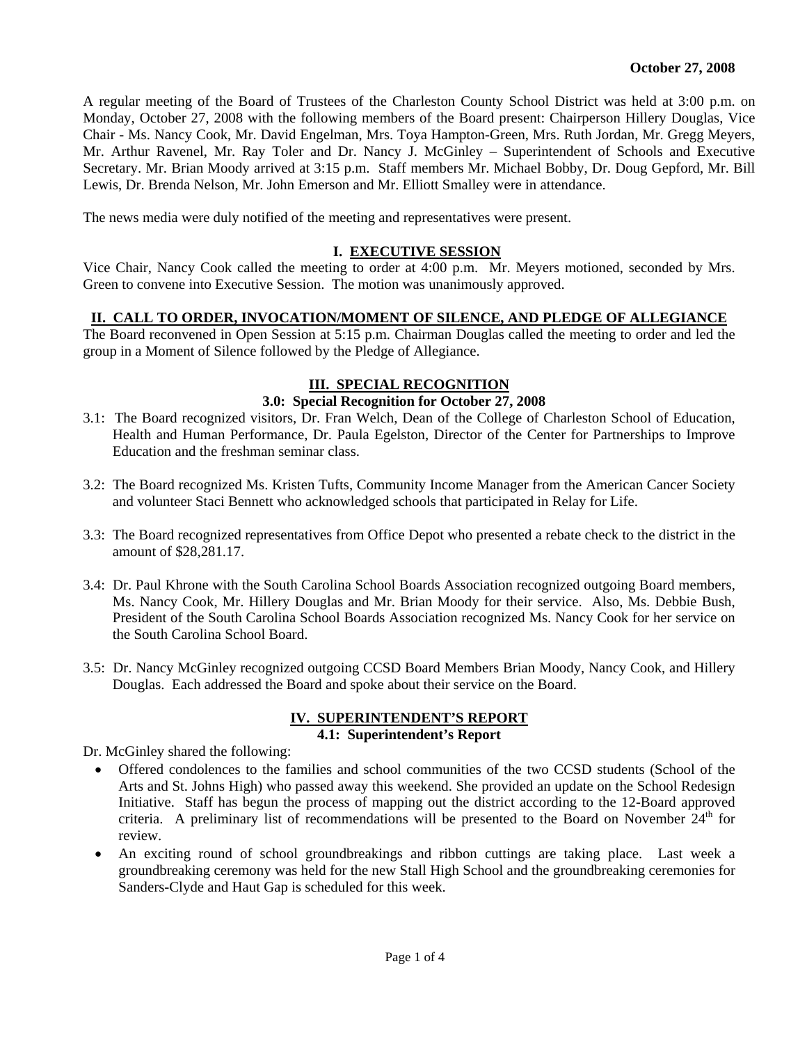**October 27, 2008**

A regular meeting of the Board of Trustees of the Charleston County School District was held at 3:00 p.m. on Monday, October 27, 2008 with the following members of the Board present: Chairperson Hillery Douglas, Vice Chair - Ms. Nancy Cook, Mr. David Engelman, Mrs. Toya Hampton-Green, Mrs. Ruth Jordan, Mr. Gregg Meyers, Mr. Arthur Ravenel, Mr. Ray Toler and Dr. Nancy J. McGinley – Superintendent of Schools and Executive Secretary. Mr. Brian Moody arrived at 3:15 p.m. Staff members Mr. Michael Bobby, Dr. Doug Gepford, Mr. Bill Lewis, Dr. Brenda Nelson, Mr. John Emerson and Mr. Elliott Smalley were in attendance.

The news media were duly notified of the meeting and representatives were present.

## I. EXECUTIVE SESSION

Vice Chair, Nancy Cook called the meeting to order at 4:00 p.m. Mr. Meyers motioned, seconded by Mrs. Green to convene into Executive Session. The motion was unanimously approved.

## II. CALL TO ORDER, INVOCATION/MOMENT OF SILENCE, AND PLEDGE OF ALLEGIANCE

The Board reconvened in Open Session at 5:15 p.m. Chairman Douglas called the meeting to order and led the group in a Moment of Silence followed by the Pledge of Allegiance.

## III. SPECIAL RECOGNITION

### 3.0: Special Recognition for October 27, 2008

3.1: The Board recognized visitors, Dr. Fran Welch, Dean of the College of Charleston School of Education, Health and Human Performance, Dr. Paula Egelston, Director of the Center for Partnerships to Improve Education and the freshman seminar class.

3.2: The Board recognized Ms. Kristen Tufts, Community Income Manager from the American Cancer Society and volunteer Staci Bennett who acknowledged schools that participated in Relay for Life.

3.3: The Board recognized representatives from Office Depot who presented a rebate check to the district in the amount of $28,281.17.

3.4: Dr. Paul Khrone with the South Carolina School Boards Association recognized outgoing Board members, Ms. Nancy Cook, Mr. Hillery Douglas and Mr. Brian Moody for their service. Also, Ms. Debbie Bush, President of the South Carolina School Boards Association recognized Ms. Nancy Cook for her service on the South Carolina School Board.

3.5: Dr. Nancy McGinley recognized outgoing CCSD Board Members Brian Moody, Nancy Cook, and Hillery Douglas. Each addressed the Board and spoke about their service on the Board.

## IV. SUPERINTENDENT'S REPORT

### 4.1: Superintendent's Report

Dr. McGinley shared the following:

- Offered condolences to the families and school communities of the two CCSD students (School of the Arts and St. Johns High) who passed away this weekend. She provided an update on the School Redesign Initiative. Staff has begun the process of mapping out the district according to the 12-Board approved criteria. A preliminary list of recommendations will be presented to the Board on November 24th for review.
- An exciting round of school groundbreakings and ribbon cuttings are taking place. Last week a groundbreaking ceremony was held for the new Stall High School and the groundbreaking ceremonies for Sanders-Clyde and Haut Gap is scheduled for this week.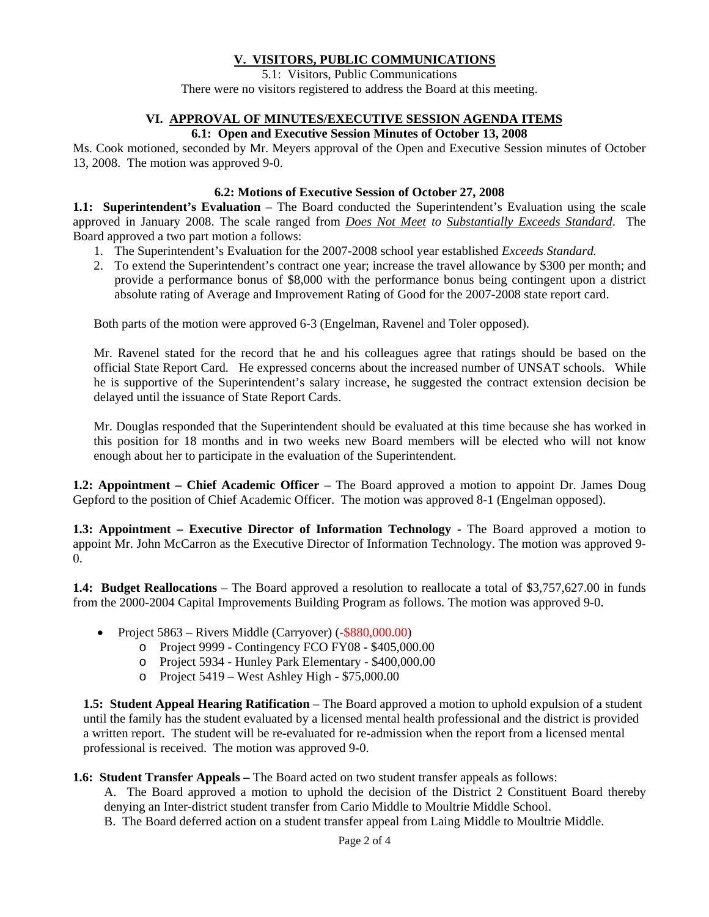## V. VISITORS, PUBLIC COMMUNICATIONS

5.1: Visitors, Public Communications

There were no visitors registered to address the Board at this meeting.

## VI. APPROVAL OF MINUTES/EXECUTIVE SESSION AGENDA ITEMS

### 6.1: Open and Executive Session Minutes of October 13, 2008

Ms. Cook motioned, seconded by Mr. Meyers approval of the Open and Executive Session minutes of October 13, 2008. The motion was approved 9-0.

### 6.2: Motions of Executive Session of October 27, 2008

**1.1: Superintendent's Evaluation** – The Board conducted the Superintendent's Evaluation using the scale approved in January 2008. The scale ranged from *Does Not Meet* to *Substantially Exceeds Standard*. The Board approved a two part motion a follows:

1. The Superintendent's Evaluation for the 2007-2008 school year established *Exceeds Standard.*
2. To extend the Superintendent's contract one year; increase the travel allowance by $300 per month; and provide a performance bonus of $8,000 with the performance bonus being contingent upon a district absolute rating of Average and Improvement Rating of Good for the 2007-2008 state report card.

Both parts of the motion were approved 6-3 (Engelman, Ravenel and Toler opposed).

Mr. Ravenel stated for the record that he and his colleagues agree that ratings should be based on the official State Report Card. He expressed concerns about the increased number of UNSAT schools. While he is supportive of the Superintendent's salary increase, he suggested the contract extension decision be delayed until the issuance of State Report Cards.

Mr. Douglas responded that the Superintendent should be evaluated at this time because she has worked in this position for 18 months and in two weeks new Board members will be elected who will not know enough about her to participate in the evaluation of the Superintendent.

**1.2: Appointment – Chief Academic Officer** – The Board approved a motion to appoint Dr. James Doug Gepford to the position of Chief Academic Officer. The motion was approved 8-1 (Engelman opposed).

**1.3: Appointment – Executive Director of Information Technology** - The Board approved a motion to appoint Mr. John McCarron as the Executive Director of Information Technology. The motion was approved 9-0.

**1.4: Budget Reallocations** – The Board approved a resolution to reallocate a total of $3,757,627.00 in funds from the 2000-2004 Capital Improvements Building Program as follows. The motion was approved 9-0.

- Project 5863 – Rivers Middle (Carryover) (-$880,000.00)
  - Project 9999 - Contingency FCO FY08 - $405,000.00
  - Project 5934 - Hunley Park Elementary - $400,000.00
  - Project 5419 – West Ashley High - $75,000.00

**1.5: Student Appeal Hearing Ratification** – The Board approved a motion to uphold expulsion of a student until the family has the student evaluated by a licensed mental health professional and the district is provided a written report. The student will be re-evaluated for re-admission when the report from a licensed mental professional is received. The motion was approved 9-0.

**1.6: Student Transfer Appeals –** The Board acted on two student transfer appeals as follows:

A. The Board approved a motion to uphold the decision of the District 2 Constituent Board thereby denying an Inter-district student transfer from Cario Middle to Moultrie Middle School.

B. The Board deferred action on a student transfer appeal from Laing Middle to Moultrie Middle.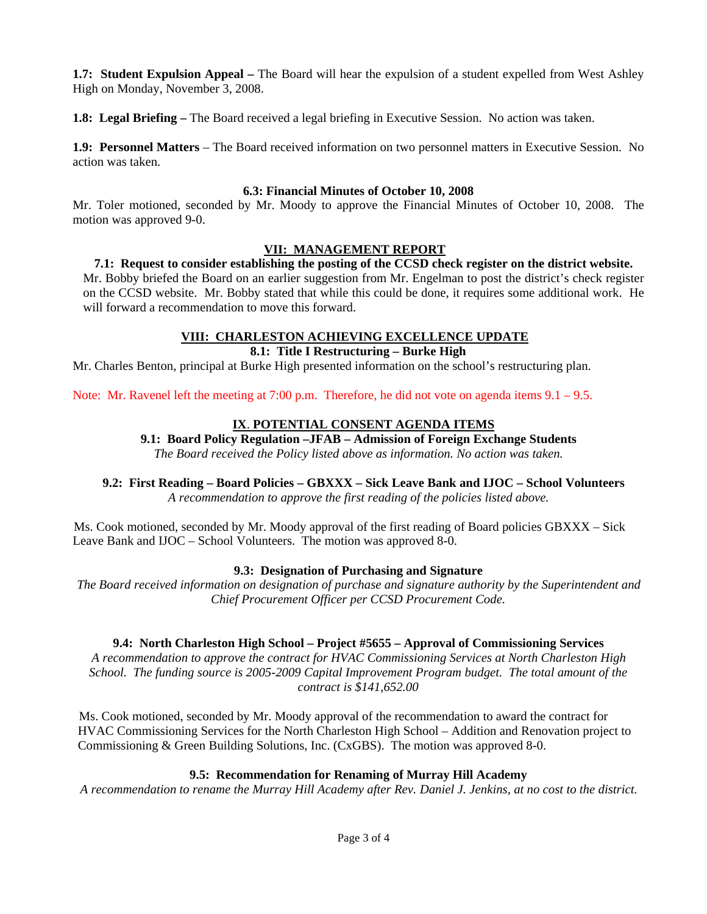**1.7: Student Expulsion Appeal –** The Board will hear the expulsion of a student expelled from West Ashley High on Monday, November 3, 2008.

**1.8: Legal Briefing –** The Board received a legal briefing in Executive Session. No action was taken.

**1.9: Personnel Matters** – The Board received information on two personnel matters in Executive Session. No action was taken.

**6.3: Financial Minutes of October 10, 2008**

Mr. Toler motioned, seconded by Mr. Moody to approve the Financial Minutes of October 10, 2008. The motion was approved 9-0.

## VII: MANAGEMENT REPORT

**7.1: Request to consider establishing the posting of the CCSD check register on the district website.**

Mr. Bobby briefed the Board on an earlier suggestion from Mr. Engelman to post the district's check register on the CCSD website. Mr. Bobby stated that while this could be done, it requires some additional work. He will forward a recommendation to move this forward.

## VIII: CHARLESTON ACHIEVING EXCELLENCE UPDATE

**8.1: Title I Restructuring – Burke High**

Mr. Charles Benton, principal at Burke High presented information on the school's restructuring plan.

Note: Mr. Ravenel left the meeting at 7:00 p.m. Therefore, he did not vote on agenda items 9.1 – 9.5.

## IX. POTENTIAL CONSENT AGENDA ITEMS

**9.1: Board Policy Regulation –JFAB – Admission of Foreign Exchange Students**

*The Board received the Policy listed above as information. No action was taken.*

**9.2: First Reading – Board Policies – GBXXX – Sick Leave Bank and IJOC – School Volunteers**

*A recommendation to approve the first reading of the policies listed above.*

Ms. Cook motioned, seconded by Mr. Moody approval of the first reading of Board policies GBXXX – Sick Leave Bank and IJOC – School Volunteers. The motion was approved 8-0.

**9.3: Designation of Purchasing and Signature**

*The Board received information on designation of purchase and signature authority by the Superintendent and Chief Procurement Officer per CCSD Procurement Code.*

**9.4: North Charleston High School – Project #5655 – Approval of Commissioning Services**

*A recommendation to approve the contract for HVAC Commissioning Services at North Charleston High School. The funding source is 2005-2009 Capital Improvement Program budget. The total amount of the contract is $141,652.00*

Ms. Cook motioned, seconded by Mr. Moody approval of the recommendation to award the contract for HVAC Commissioning Services for the North Charleston High School – Addition and Renovation project to Commissioning & Green Building Solutions, Inc. (CxGBS). The motion was approved 8-0.

**9.5: Recommendation for Renaming of Murray Hill Academy**

*A recommendation to rename the Murray Hill Academy after Rev. Daniel J. Jenkins, at no cost to the district.*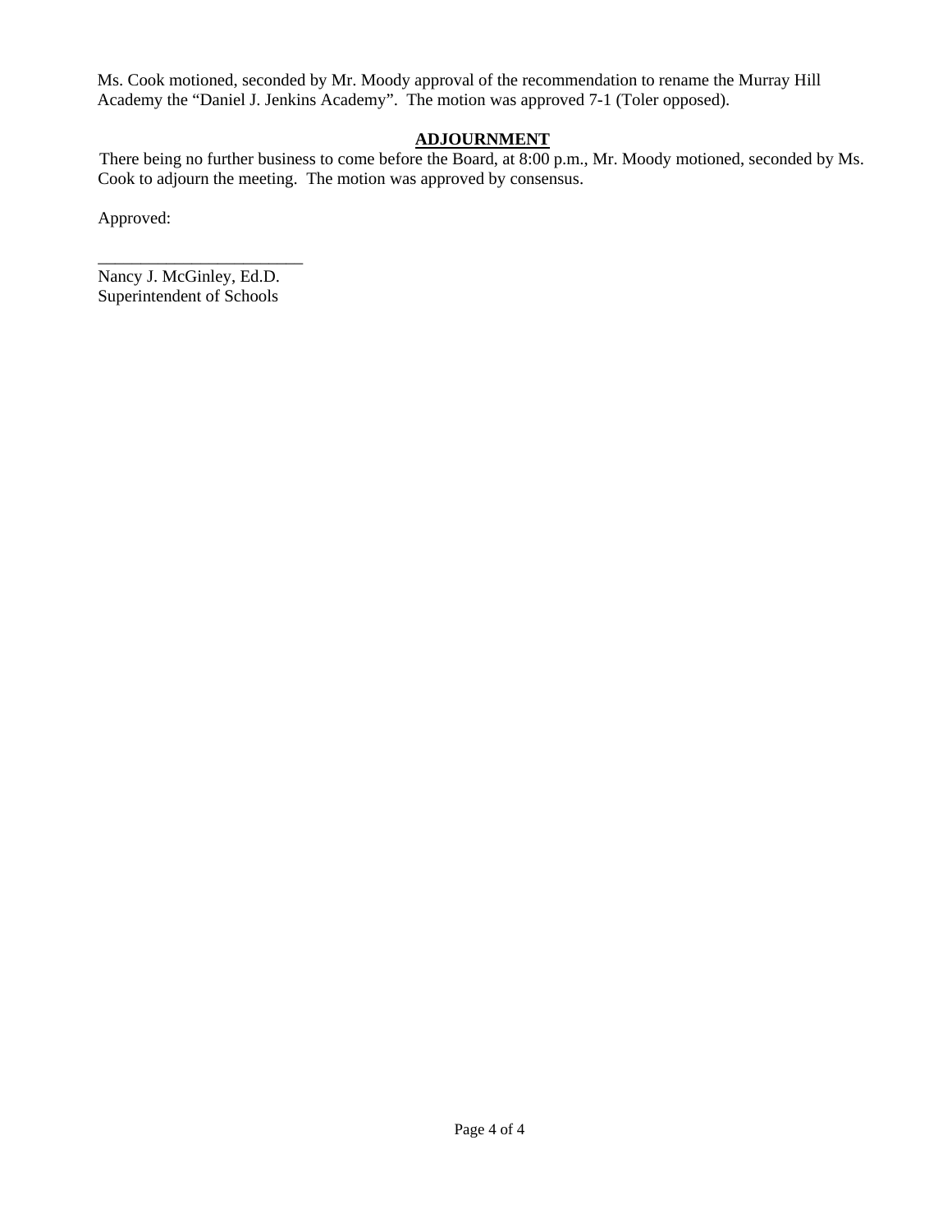Ms. Cook motioned, seconded by Mr. Moody approval of the recommendation to rename the Murray Hill Academy the "Daniel J. Jenkins Academy". The motion was approved 7-1 (Toler opposed).

## ADJOURNMENT

There being no further business to come before the Board, at 8:00 p.m., Mr. Moody motioned, seconded by Ms. Cook to adjourn the meeting. The motion was approved by consensus.

Approved:

________________________
Nancy J. McGinley, Ed.D.
Superintendent of Schools